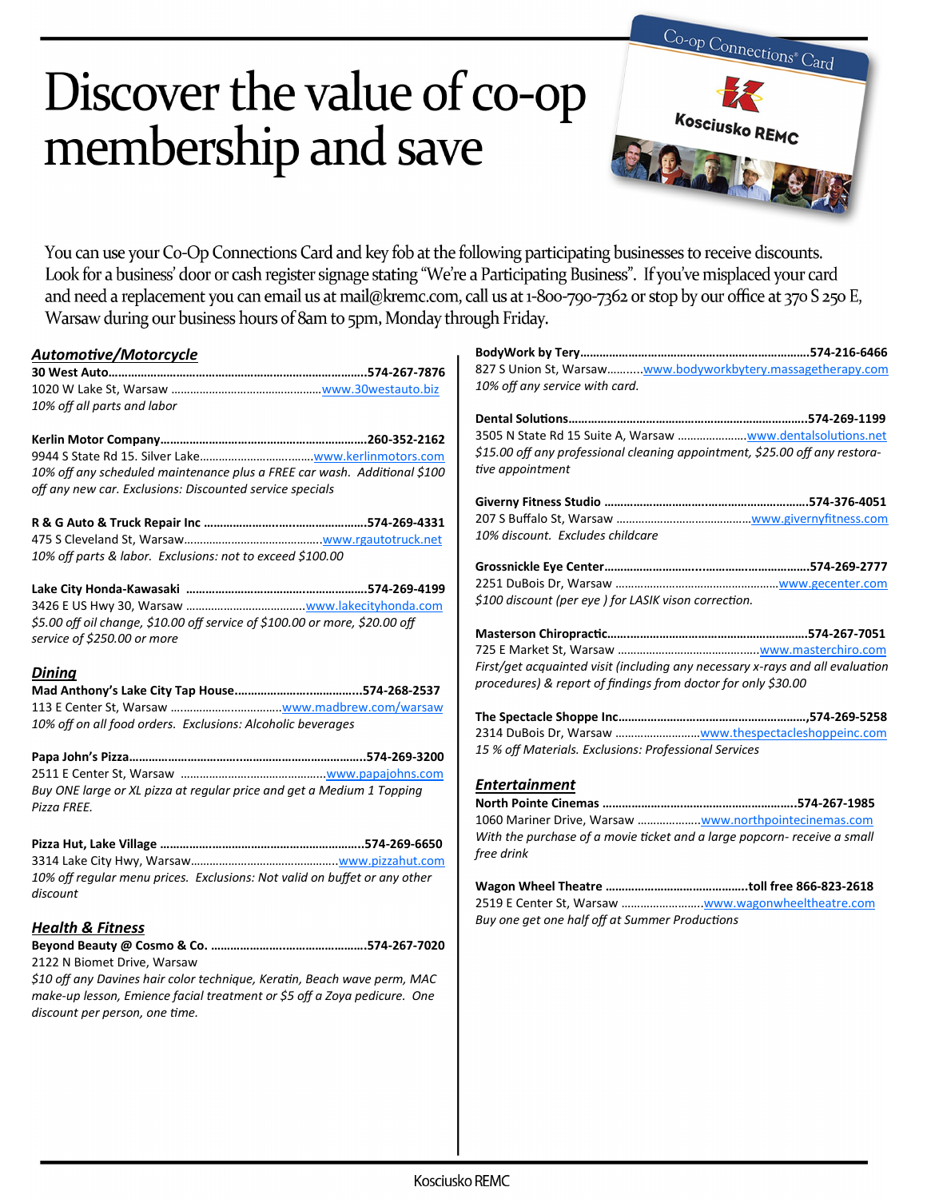# Discover the value of co-op membership and save

You can use your Co-Op Connections Card and key fob at the following participating businesses to receive discounts. Look for a business' door or cash register signage stating "We're a Participating Business". If you've misplaced your card and need a replacement you can email us at mail@kremc.com, call us at 1-800-790-7362 or stop by our office at 370 S 250 E, Warsaw during our business hours of 8am to 5pm, Monday through Friday.

## Automotive/Motorcycle

**30 West Auto..........574-267-7876**
1020 W Lake St, Warsaw ..........www.30westauto.biz
*10% off all parts and labor*

**Kerlin Motor Company..........260-352-2162**
9944 S State Rd 15. Silver Lake..........www.kerlinmotors.com
*10% off any scheduled maintenance plus a FREE car wash. Additional $100 off any new car. Exclusions: Discounted service specials*

**R & G Auto & Truck Repair Inc ..........574-269-4331**
475 S Cleveland St, Warsaw..........www.rgautotruck.net
*10% off parts & labor. Exclusions: not to exceed $100.00*

**Lake City Honda-Kawasaki ..........574-269-4199**
3426 E US Hwy 30, Warsaw ..........www.lakecityhonda.com
*$5.00 off oil change, $10.00 off service of $100.00 or more, $20.00 off service of $250.00 or more*

## Dining

**Mad Anthony's Lake City Tap House..........574-268-2537**
113 E Center St, Warsaw ..........www.madbrew.com/warsaw
*10% off on all food orders. Exclusions: Alcoholic beverages*

**Papa John's Pizza..........574-269-3200**
2511 E Center St, Warsaw ..........www.papajohns.com
*Buy ONE large or XL pizza at regular price and get a Medium 1 Topping Pizza FREE.*

**Pizza Hut, Lake Village ..........574-269-6650**
3314 Lake City Hwy, Warsaw..........www.pizzahut.com
*10% off regular menu prices. Exclusions: Not valid on buffet or any other discount*

## Health & Fitness

**Beyond Beauty @ Cosmo & Co. ..........574-267-7020**
2122 N Biomet Drive, Warsaw
*$10 off any Davines hair color technique, Keratin, Beach wave perm, MAC make-up lesson, Emience facial treatment or $5 off a Zoya pedicure. One discount per person, one time.*

**BodyWork by Tery..........574-216-6466**
827 S Union St, Warsaw..........www.bodyworkbytery.massagetherapy.com
*10% off any service with card.*

**Dental Solutions..........574-269-1199**
3505 N State Rd 15 Suite A, Warsaw ..........www.dentalsolutions.net
*$15.00 off any professional cleaning appointment, $25.00 off any restorative appointment*

**Giverny Fitness Studio ..........574-376-4051**
207 S Buffalo St, Warsaw ..........www.givernyfitness.com
*10% discount. Excludes childcare*

**Grossnickle Eye Center..........574-269-2777**
2251 DuBois Dr, Warsaw ..........www.gecenter.com
*$100 discount (per eye ) for LASIK vison correction.*

**Masterson Chiropractic..........574-267-7051**
725 E Market St, Warsaw ..........www.masterchiro.com
*First/get acquainted visit (including any necessary x-rays and all evaluation procedures) & report of findings from doctor for only $30.00*

**The Spectacle Shoppe Inc..........,574-269-5258**
2314 DuBois Dr, Warsaw ..........www.thespectacleshoppeinc.com
*15 % off Materials. Exclusions: Professional Services*

## Entertainment

**North Pointe Cinemas ..........574-267-1985**
1060 Mariner Drive, Warsaw ..........www.northpointecinemas.com
*With the purchase of a movie ticket and a large popcorn- receive a small free drink*

**Wagon Wheel Theatre ..........toll free 866-823-2618**
2519 E Center St, Warsaw ..........www.wagonwheeltheatre.com
*Buy one get one half off at Summer Productions*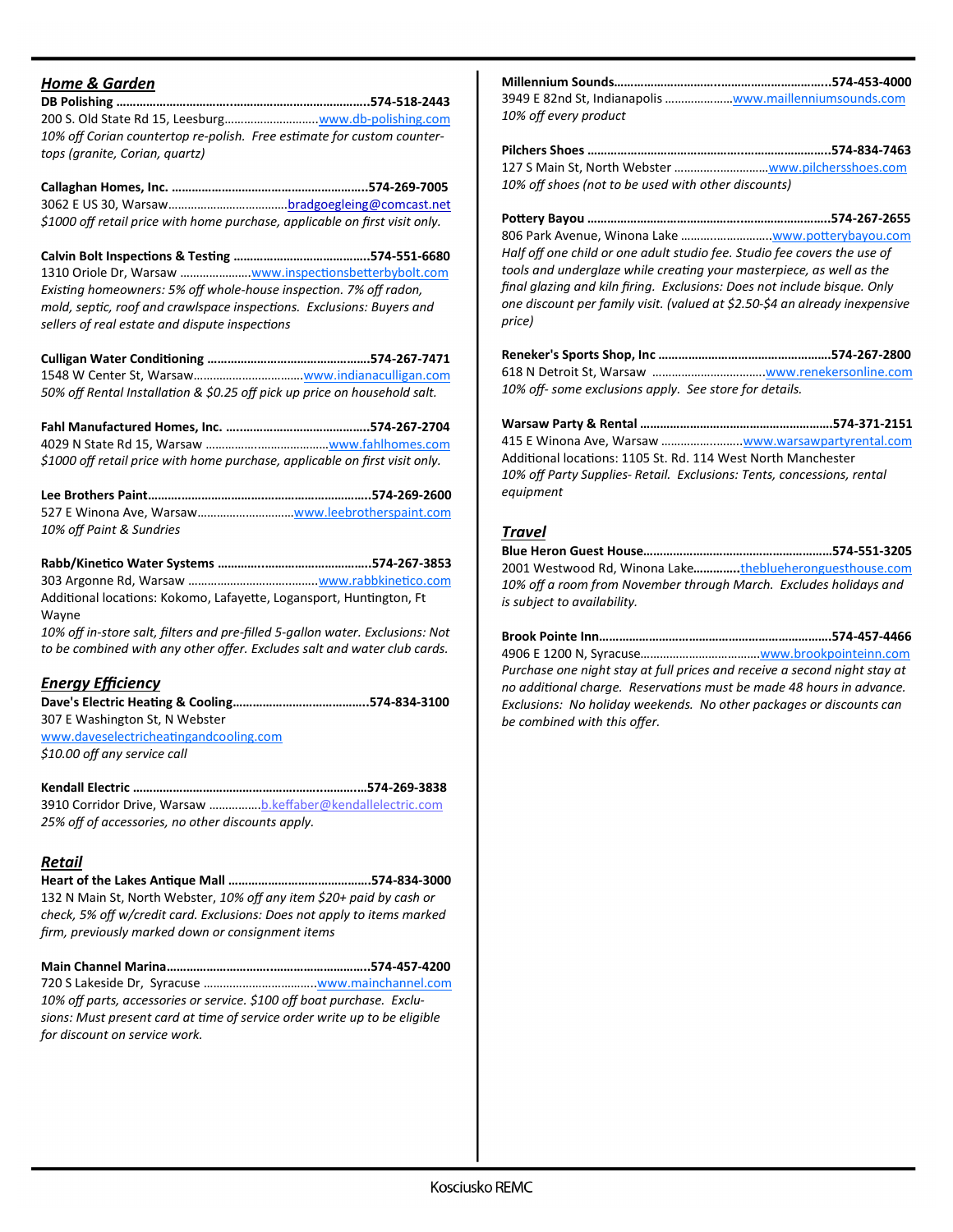## *Home & Garden*

**DB Polishing ..........................................................................574-518-2443**
200 S. Old State Rd 15, Leesburg............................www.db-polishing.com
*10% off Corian countertop re-polish. Free estimate for custom countertops (granite, Corian, quartz)*

**Callaghan Homes, Inc. .........................................................574-269-7005**
3062 E US 30, Warsaw....................................bradgoegleing@comcast.net
*$1000 off retail price with home purchase, applicable on first visit only.*

**Calvin Bolt Inspections & Testing ........................................574-551-6680**
1310 Oriole Dr, Warsaw ......................www.inspectionsbetterbybolt.com
*Existing homeowners: 5% off whole-house inspection. 7% off radon, mold, septic, roof and crawlspace inspections. Exclusions: Buyers and sellers of real estate and dispute inspections*

**Culligan Water Conditioning ................................................574-267-7471**
1548 W Center St, Warsaw.................................www.indianaculligan.com
*50% off Rental Installation & $0.25 off pick up price on household salt.*

**Fahl Manufactured Homes, Inc. ..........................................574-267-2704**
4029 N State Rd 15, Warsaw ....................................www.fahlhomes.com
*$1000 off retail price with home purchase, applicable on first visit only.*

**Lee Brothers Paint.................................................................574-269-2600**
527 E Winona Ave, Warsaw.............................www.leebrotherspaint.com
*10% off Paint & Sundries*

**Rabb/Kinetico Water Systems ............................................574-267-3853**
303 Argonne Rd, Warsaw ........................................www.rabbkinetico.com
Additional locations: Kokomo, Lafayette, Logansport, Huntington, Ft Wayne
*10% off in-store salt, filters and pre-filled 5-gallon water. Exclusions: Not to be combined with any other offer. Excludes salt and water club cards.*

## *Energy Efficiency*

**Dave's Electric Heating & Cooling........................................574-834-3100**
307 E Washington St, N Webster
www.daveselectricheatingandcooling.com
*$10.00 off any service call*

**Kendall Electric ....................................................................574-269-3838**
3910 Corridor Drive, Warsaw ................b.keffaber@kendallelectric.com
*25% off of accessories, no other discounts apply.*

## *Retail*

**Heart of the Lakes Antique Mall ..........................................574-834-3000**
132 N Main St, North Webster, *10% off any item $20+ paid by cash or check, 5% off w/credit card. Exclusions: Does not apply to items marked firm, previously marked down or consignment items*

**Main Channel Marina............................................................574-457-4200**
720 S Lakeside Dr, Syracuse ..................................www.mainchannel.com
*10% off parts, accessories or service. $100 off boat purchase. Exclusions: Must present card at time of service order write up to be eligible for discount on service work.*

**Millennium Sounds..............................................................574-453-4000**
3949 E 82nd St, Indianapolis .....................www.maillenniumsounds.com
*10% off every product*

**Pilchers Shoes ......................................................................574-834-7463**
127 S Main St, North Webster ............................www.pilchersshoes.com
*10% off shoes (not to be used with other discounts)*

**Pottery Bayou ........................................................................574-267-2655**
806 Park Avenue, Winona Lake ...........................www.potterybayou.com
*Half off one child or one adult studio fee. Studio fee covers the use of tools and underglaze while creating your masterpiece, as well as the final glazing and kiln firing. Exclusions: Does not include bisque. Only one discount per family visit. (valued at $2.50-$4 an already inexpensive price)*

**Reneker's Sports Shop, Inc ..................................................574-267-2800**
618 N Detroit St, Warsaw ..................................www.renekersonline.com
*10% off- some exclusions apply. See store for details.*

**Warsaw Party & Rental .........................................................574-371-2151**
415 E Winona Ave, Warsaw .........................www.warsawpartyrental.com
Additional locations: 1105 St. Rd. 114 West North Manchester
*10% off Party Supplies- Retail. Exclusions: Tents, concessions, rental equipment*

## *Travel*

**Blue Heron Guest House........................................................574-551-3205**
2001 Westwood Rd, Winona Lake..............theblueheronguesthouse.com
*10% off a room from November through March. Excludes holidays and is subject to availability.*

**Brook Pointe Inn....................................................................574-457-4466**
4906 E 1200 N, Syracuse....................................www.brookpointeinn.com
*Purchase one night stay at full prices and receive a second night stay at no additional charge. Reservations must be made 48 hours in advance. Exclusions: No holiday weekends. No other packages or discounts can be combined with this offer.*